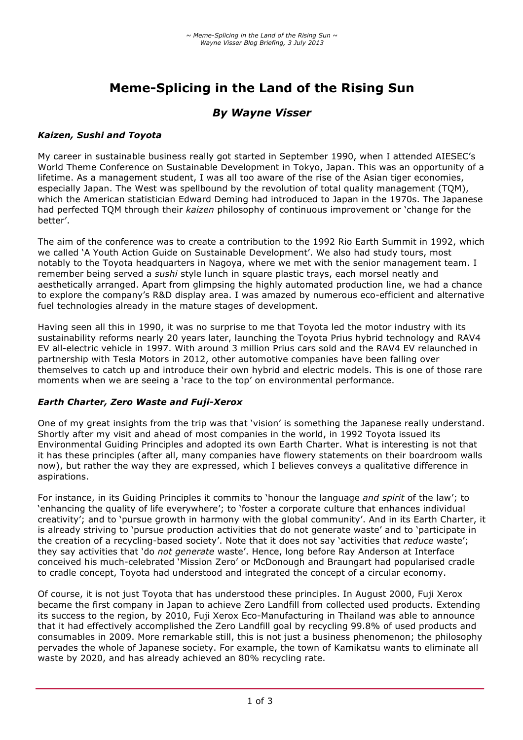# Meme-Splicing in the Land of the Rising Sun

## *By Wayne Visser*

### *Kaizen, Sushi and Toyota*

My career in sustainable business really got started in September 1990, when I attended AIESEC's World Theme Conference on Sustainable Development in Tokyo, Japan. This was an opportunity of a lifetime. As a management student, I was all too aware of the rise of the Asian tiger economies, especially Japan. The West was spellbound by the revolution of total quality management (TQM), which the American statistician Edward Deming had introduced to Japan in the 1970s. The Japanese had perfected TQM through their *kaizen* philosophy of continuous improvement or 'change for the better'.

The aim of the conference was to create a contribution to the 1992 Rio Earth Summit in 1992, which we called 'A Youth Action Guide on Sustainable Development'. We also had study tours, most notably to the Toyota headquarters in Nagoya, where we met with the senior management team. I remember being served a *sushi* style lunch in square plastic trays, each morsel neatly and aesthetically arranged. Apart from glimpsing the highly automated production line, we had a chance to explore the company's R&D display area. I was amazed by numerous eco-efficient and alternative fuel technologies already in the mature stages of development.

Having seen all this in 1990, it was no surprise to me that Toyota led the motor industry with its sustainability reforms nearly 20 years later, launching the Toyota Prius hybrid technology and RAV4 EV all-electric vehicle in 1997. With around 3 million Prius cars sold and the RAV4 EV relaunched in partnership with Tesla Motors in 2012, other automotive companies have been falling over themselves to catch up and introduce their own hybrid and electric models. This is one of those rare moments when we are seeing a 'race to the top' on environmental performance.

### *Earth Charter, Zero Waste and Fuji-Xerox*

One of my great insights from the trip was that 'vision' is something the Japanese really understand. Shortly after my visit and ahead of most companies in the world, in 1992 Toyota issued its Environmental Guiding Principles and adopted its own Earth Charter. What is interesting is not that it has these principles (after all, many companies have flowery statements on their boardroom walls now), but rather the way they are expressed, which I believes conveys a qualitative difference in aspirations.

For instance, in its Guiding Principles it commits to 'honour the language *and spirit* of the law'; to 'enhancing the quality of life everywhere'; to 'foster a corporate culture that enhances individual creativity'; and to 'pursue growth in harmony with the global community'. And in its Earth Charter, it is already striving to 'pursue production activities that do not generate waste' and to 'participate in the creation of a recycling-based society'. Note that it does not say 'activities that *reduce* waste'; they say activities that 'do *not generate* waste'. Hence, long before Ray Anderson at Interface conceived his much-celebrated 'Mission Zero' or McDonough and Braungart had popularised cradle to cradle concept, Toyota had understood and integrated the concept of a circular economy.

Of course, it is not just Toyota that has understood these principles. In August 2000, Fuji Xerox became the first company in Japan to achieve Zero Landfill from collected used products. Extending its success to the region, by 2010, Fuji Xerox Eco-Manufacturing in Thailand was able to announce that it had effectively accomplished the Zero Landfill goal by recycling 99.8% of used products and consumables in 2009. More remarkable still, this is not just a business phenomenon; the philosophy pervades the whole of Japanese society. For example, the town of Kamikatsu wants to eliminate all waste by 2020, and has already achieved an 80% recycling rate.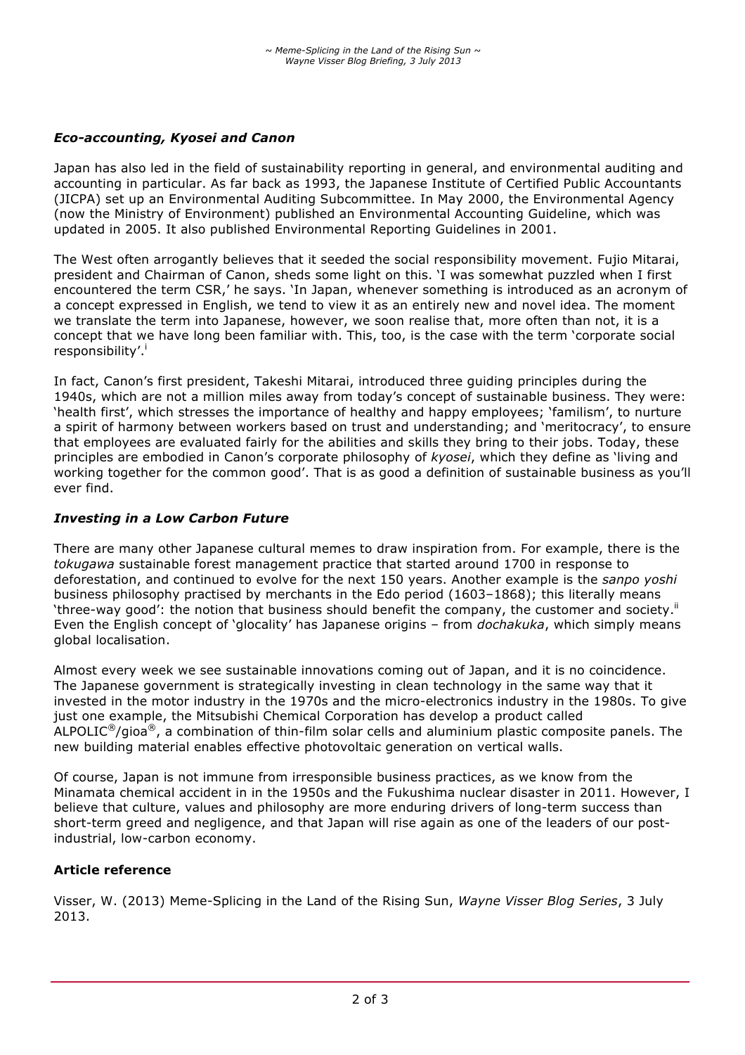### *Eco-accounting, Kyosei and Canon*

Japan has also led in the field of sustainability reporting in general, and environmental auditing and accounting in particular. As far back as 1993, the Japanese Institute of Certified Public Accountants (JICPA) set up an Environmental Auditing Subcommittee. In May 2000, the Environmental Agency (now the Ministry of Environment) published an Environmental Accounting Guideline, which was updated in 2005. It also published Environmental Reporting Guidelines in 2001.

The West often arrogantly believes that it seeded the social responsibility movement. Fujio Mitarai, president and Chairman of Canon, sheds some light on this. 'I was somewhat puzzled when I first encountered the term CSR,' he says. 'In Japan, whenever something is introduced as an acronym of a concept expressed in English, we tend to view it as an entirely new and novel idea. The moment we translate the term into Japanese, however, we soon realise that, more often than not, it is a concept that we have long been familiar with. This, too, is the case with the term 'corporate social responsibility'.[i]

In fact, Canon's first president, Takeshi Mitarai, introduced three guiding principles during the 1940s, which are not a million miles away from today's concept of sustainable business. They were: 'health first', which stresses the importance of healthy and happy employees; 'familism', to nurture a spirit of harmony between workers based on trust and understanding; and 'meritocracy', to ensure that employees are evaluated fairly for the abilities and skills they bring to their jobs. Today, these principles are embodied in Canon's corporate philosophy of *kyosei*, which they define as 'living and working together for the common good'. That is as good a definition of sustainable business as you'll ever find.

### *Investing in a Low Carbon Future*

There are many other Japanese cultural memes to draw inspiration from. For example, there is the *tokugawa* sustainable forest management practice that started around 1700 in response to deforestation, and continued to evolve for the next 150 years. Another example is the *sanpo yoshi* business philosophy practised by merchants in the Edo period (1603–1868); this literally means 'three-way good': the notion that business should benefit the company, the customer and society.[ii] Even the English concept of 'glocality' has Japanese origins – from *dochakuka*, which simply means global localisation.

Almost every week we see sustainable innovations coming out of Japan, and it is no coincidence. The Japanese government is strategically investing in clean technology in the same way that it invested in the motor industry in the 1970s and the micro-electronics industry in the 1980s. To give just one example, the Mitsubishi Chemical Corporation has develop a product called ALPOLIC®/gioa®, a combination of thin-film solar cells and aluminium plastic composite panels. The new building material enables effective photovoltaic generation on vertical walls.

Of course, Japan is not immune from irresponsible business practices, as we know from the Minamata chemical accident in in the 1950s and the Fukushima nuclear disaster in 2011. However, I believe that culture, values and philosophy are more enduring drivers of long-term success than short-term greed and negligence, and that Japan will rise again as one of the leaders of our post-industrial, low-carbon economy.

### **Article reference**

Visser, W. (2013) Meme-Splicing in the Land of the Rising Sun, *Wayne Visser Blog Series*, 3 July 2013.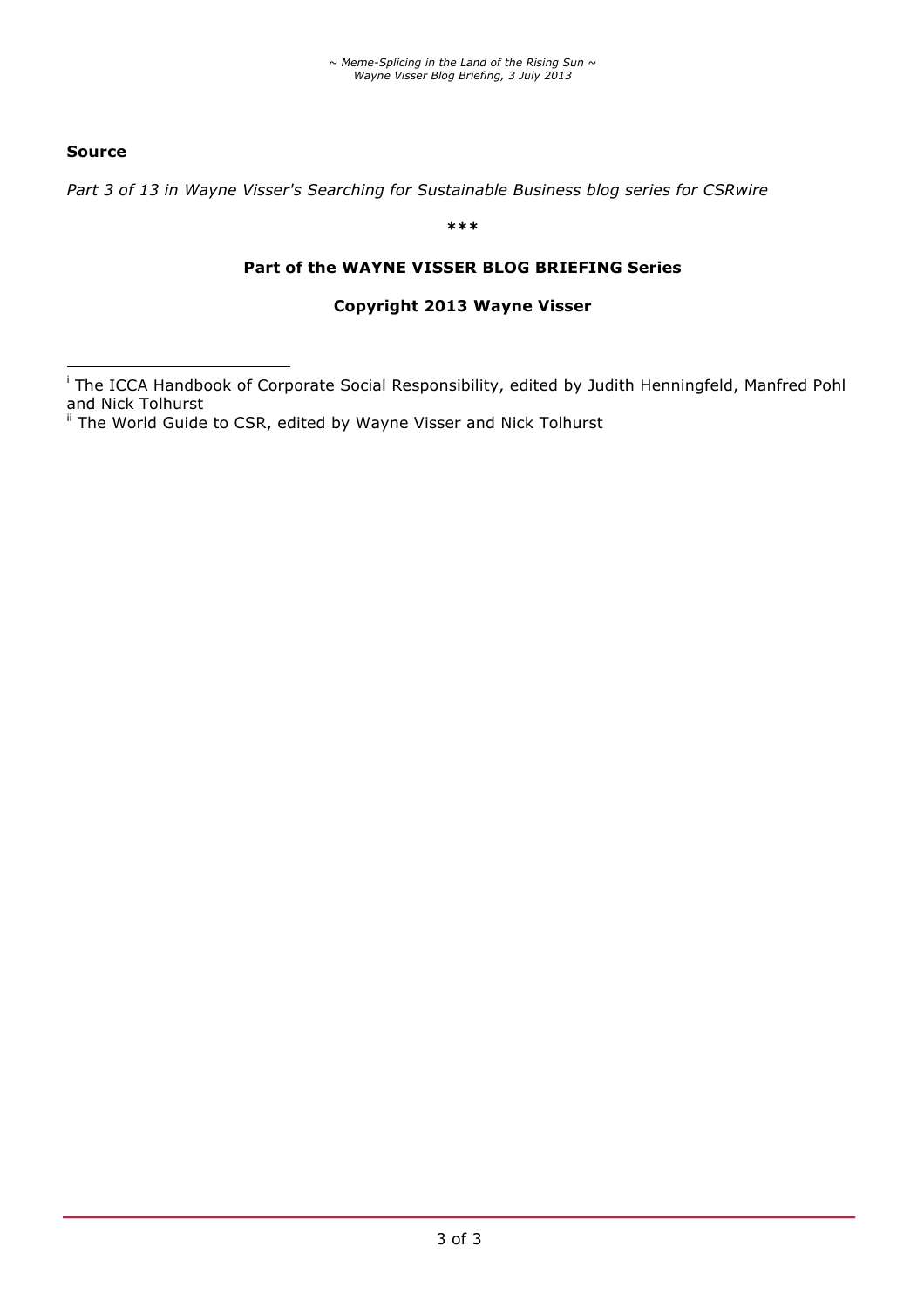**Source**

*Part 3 of 13 in Wayne Visser's Searching for Sustainable Business blog series for CSRwire*

**\*\*\***

**Part of the WAYNE VISSER BLOG BRIEFING Series**

**Copyright 2013 Wayne Visser**

---

[i] The ICCA Handbook of Corporate Social Responsibility, edited by Judith Henningfeld, Manfred Pohl and Nick Tolhurst

[ii] The World Guide to CSR, edited by Wayne Visser and Nick Tolhurst